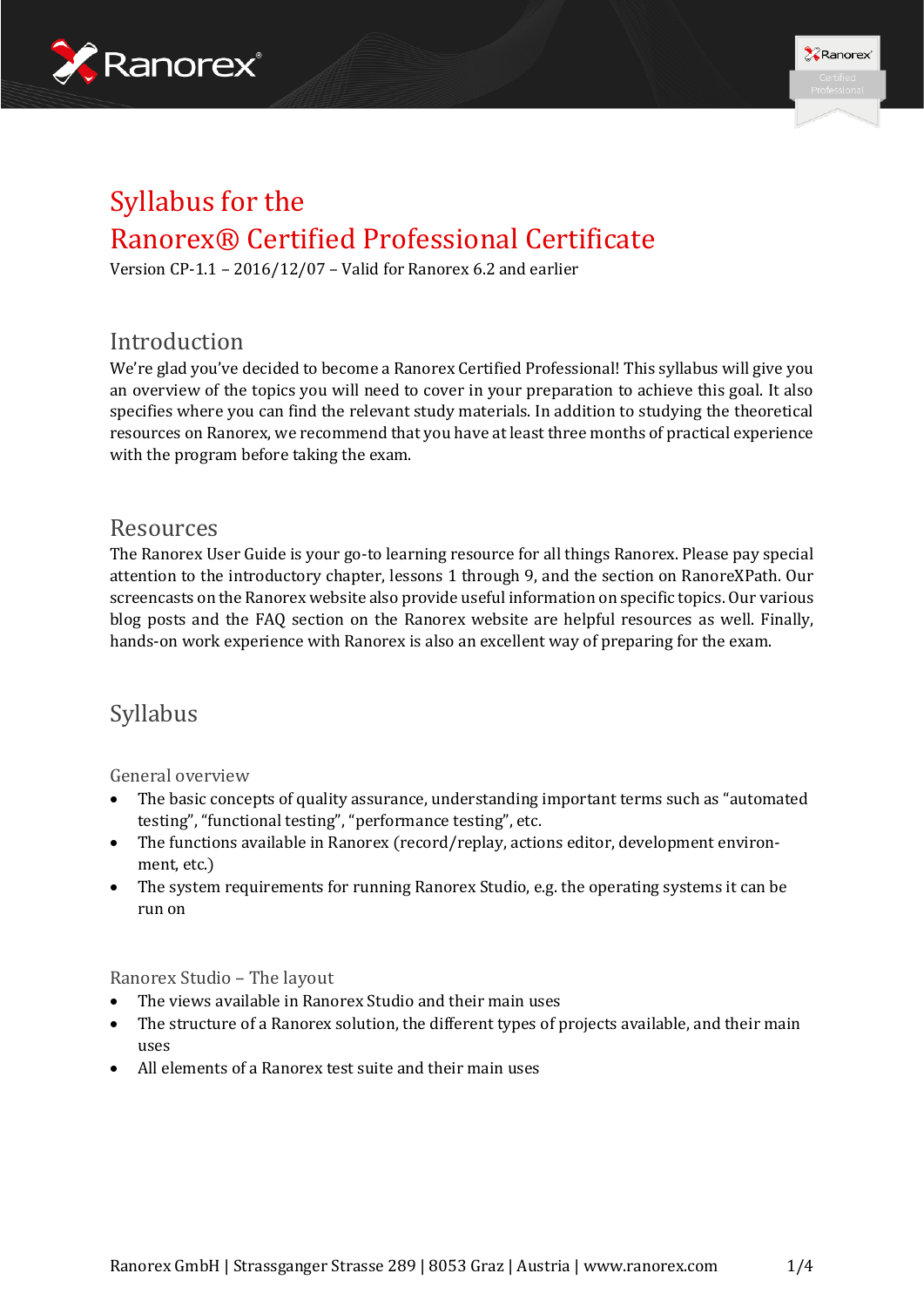# Syllabus for the Ranorex® Certified Professional Certificate

Version CP-1.1 – 2016/12/07 – Valid for Ranorex 6.2 and earlier

## Introduction

We're glad you've decided to become a Ranorex Certified Professional! This syllabus will give you an overview of the topics you will need to cover in your preparation to achieve this goal. It also specifies where you can find the relevant study materials. In addition to studying the theoretical resources on Ranorex, we recommend that you have at least three months of practical experience with the program before taking the exam.

## Resources

The Ranorex User Guide is your go-to learning resource for all things Ranorex. Please pay special attention to the introductory chapter, lessons 1 through 9, and the section on RanoreXPath. Our screencasts on the Ranorex website also provide useful information on specific topics. Our various blog posts and the FAQ section on the Ranorex website are helpful resources as well. Finally, hands-on work experience with Ranorex is also an excellent way of preparing for the exam.

## Syllabus

### General overview

- The basic concepts of quality assurance, understanding important terms such as "automated testing", "functional testing", "performance testing", etc.
- The functions available in Ranorex (record/replay, actions editor, development environment, etc.)
- The system requirements for running Ranorex Studio, e.g. the operating systems it can be run on

### Ranorex Studio – The layout

- The views available in Ranorex Studio and their main uses
- The structure of a Ranorex solution, the different types of projects available, and their main uses
- All elements of a Ranorex test suite and their main uses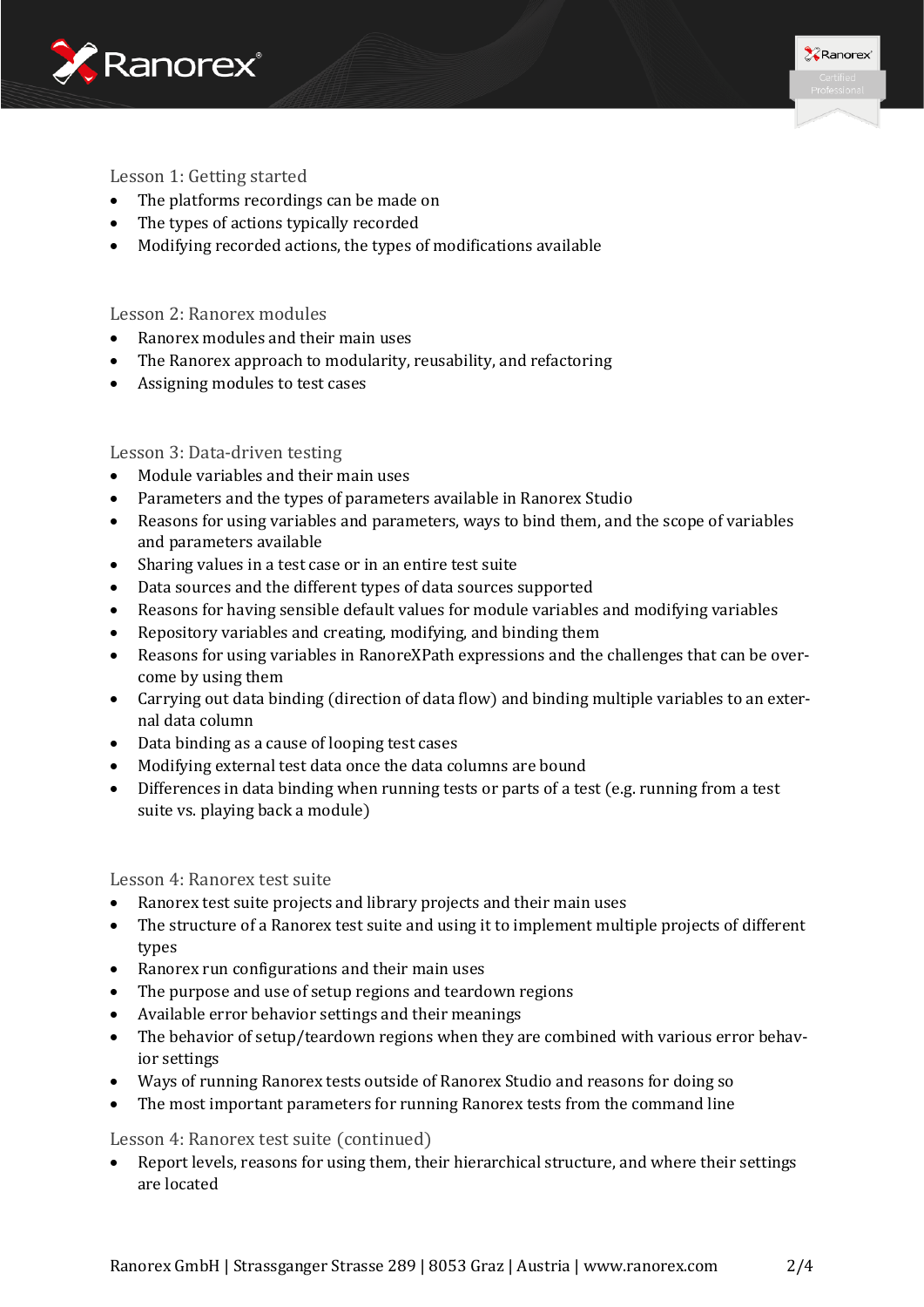### Lesson 1: Getting started

- The platforms recordings can be made on
- The types of actions typically recorded
- Modifying recorded actions, the types of modifications available

### Lesson 2: Ranorex modules

- Ranorex modules and their main uses
- The Ranorex approach to modularity, reusability, and refactoring
- Assigning modules to test cases

### Lesson 3: Data-driven testing

- Module variables and their main uses
- Parameters and the types of parameters available in Ranorex Studio
- Reasons for using variables and parameters, ways to bind them, and the scope of variables and parameters available
- Sharing values in a test case or in an entire test suite
- Data sources and the different types of data sources supported
- Reasons for having sensible default values for module variables and modifying variables
- Repository variables and creating, modifying, and binding them
- Reasons for using variables in RanoreXPath expressions and the challenges that can be overcome by using them
- Carrying out data binding (direction of data flow) and binding multiple variables to an external data column
- Data binding as a cause of looping test cases
- Modifying external test data once the data columns are bound
- Differences in data binding when running tests or parts of a test (e.g. running from a test suite vs. playing back a module)

### Lesson 4: Ranorex test suite

- Ranorex test suite projects and library projects and their main uses
- The structure of a Ranorex test suite and using it to implement multiple projects of different types
- Ranorex run configurations and their main uses
- The purpose and use of setup regions and teardown regions
- Available error behavior settings and their meanings
- The behavior of setup/teardown regions when they are combined with various error behavior settings
- Ways of running Ranorex tests outside of Ranorex Studio and reasons for doing so
- The most important parameters for running Ranorex tests from the command line

### Lesson 4: Ranorex test suite (continued)

- Report levels, reasons for using them, their hierarchical structure, and where their settings are located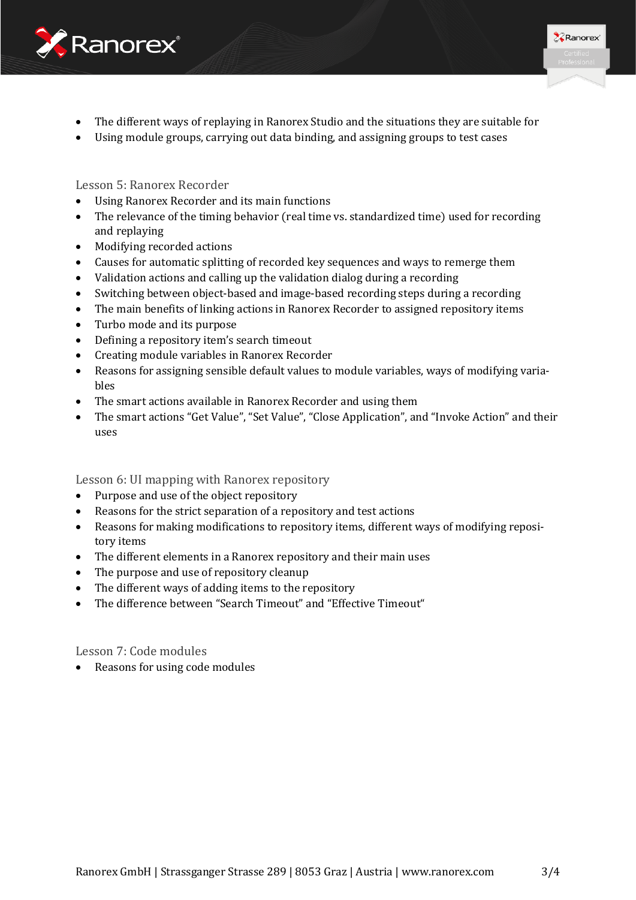- The different ways of replaying in Ranorex Studio and the situations they are suitable for
- Using module groups, carrying out data binding, and assigning groups to test cases

### Lesson 5: Ranorex Recorder

- Using Ranorex Recorder and its main functions
- The relevance of the timing behavior (real time vs. standardized time) used for recording and replaying
- Modifying recorded actions
- Causes for automatic splitting of recorded key sequences and ways to remerge them
- Validation actions and calling up the validation dialog during a recording
- Switching between object-based and image-based recording steps during a recording
- The main benefits of linking actions in Ranorex Recorder to assigned repository items
- Turbo mode and its purpose
- Defining a repository item's search timeout
- Creating module variables in Ranorex Recorder
- Reasons for assigning sensible default values to module variables, ways of modifying variables
- The smart actions available in Ranorex Recorder and using them
- The smart actions "Get Value", "Set Value", "Close Application", and "Invoke Action" and their uses

### Lesson 6: UI mapping with Ranorex repository

- Purpose and use of the object repository
- Reasons for the strict separation of a repository and test actions
- Reasons for making modifications to repository items, different ways of modifying repository items
- The different elements in a Ranorex repository and their main uses
- The purpose and use of repository cleanup
- The different ways of adding items to the repository
- The difference between "Search Timeout" and "Effective Timeout"

### Lesson 7: Code modules

- Reasons for using code modules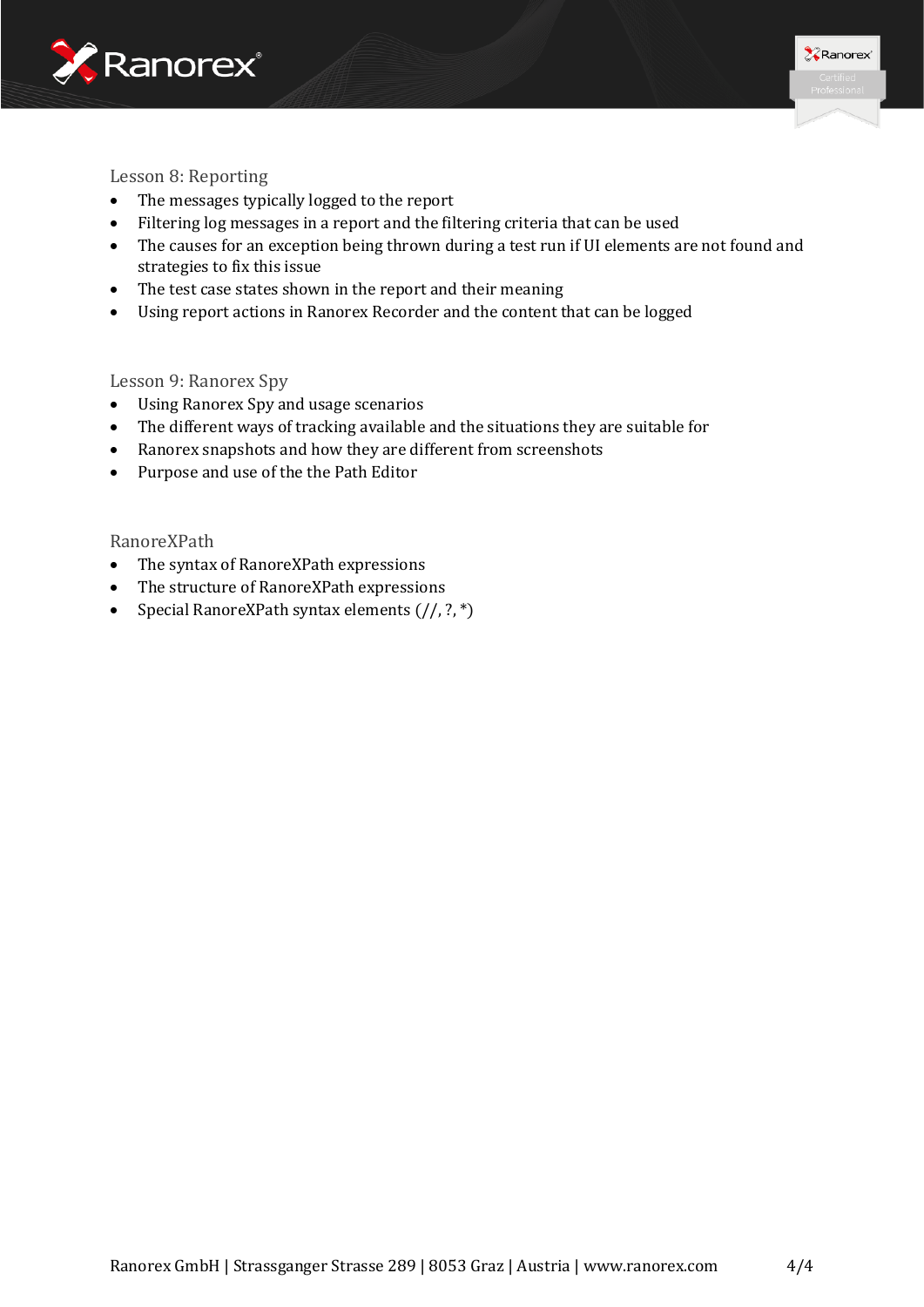### Lesson 8: Reporting

- The messages typically logged to the report
- Filtering log messages in a report and the filtering criteria that can be used
- The causes for an exception being thrown during a test run if UI elements are not found and strategies to fix this issue
- The test case states shown in the report and their meaning
- Using report actions in Ranorex Recorder and the content that can be logged

### Lesson 9: Ranorex Spy

- Using Ranorex Spy and usage scenarios
- The different ways of tracking available and the situations they are suitable for
- Ranorex snapshots and how they are different from screenshots
- Purpose and use of the the Path Editor

### RanoreXPath

- The syntax of RanoreXPath expressions
- The structure of RanoreXPath expressions
- Special RanoreXPath syntax elements (//, ?, *)